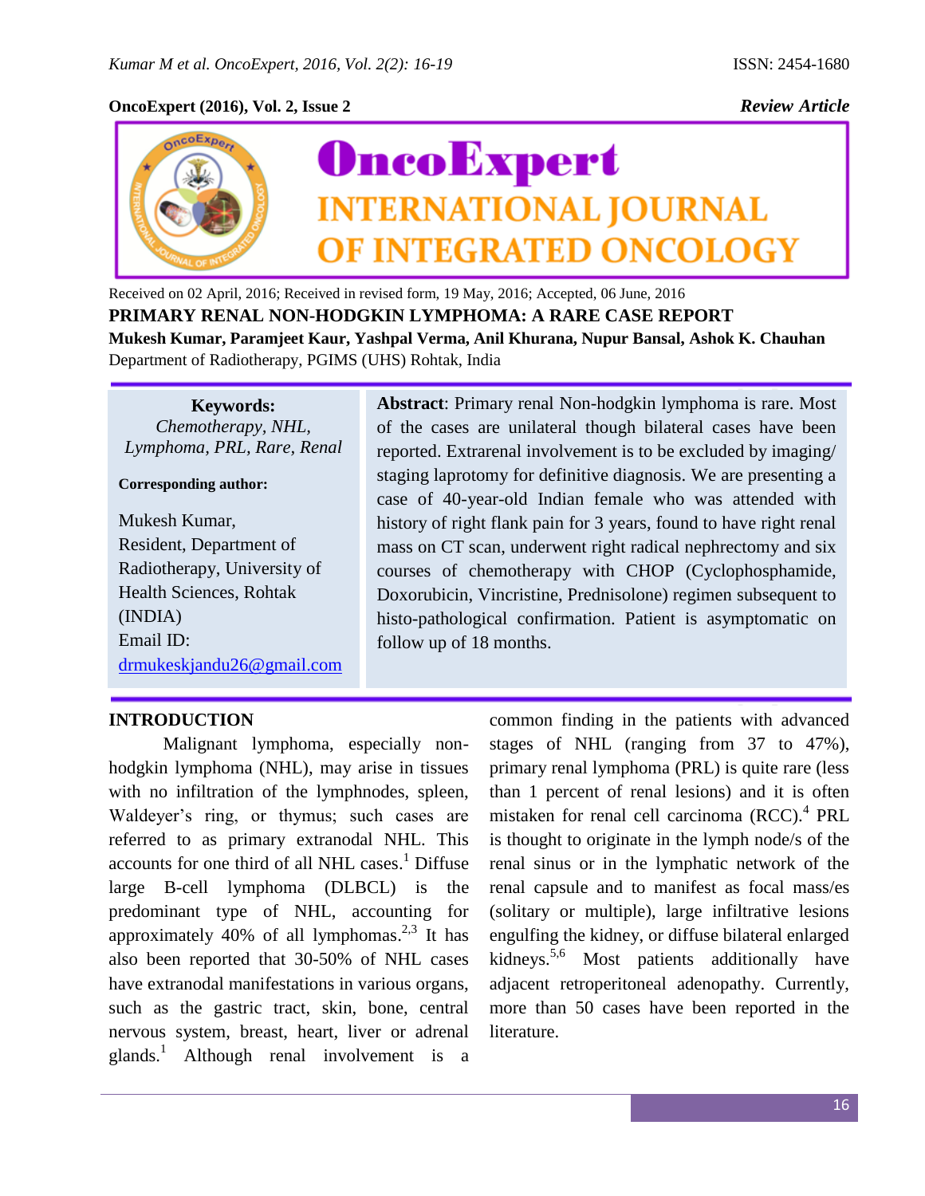**Review Article**

Received on 02 April, 2016; Received in revised form, 19 May, 2016; Accepted, 06 June, 2016

# PRIMARY RENAL NON-HODGKIN LYMPHOMA: A RARE CASE REPORT

**Mukesh Kumar, Paramjeet Kaur, Yashpal Verma, Anil Khurana, Nupur Bansal, Ashok K. Chauhan**

Department of Radiotherapy, PGIMS (UHS) Rohtak, India

**Keywords:**
*Chemotherapy, NHL, Lymphoma, PRL, Rare, Renal*

**Corresponding author:**

Mukesh Kumar,
Resident, Department of Radiotherapy, University of Health Sciences, Rohtak (INDIA)
Email ID: drmukeskjandu26@gmail.com

**Abstract**: Primary renal Non-hodgkin lymphoma is rare. Most of the cases are unilateral though bilateral cases have been reported. Extrarenal involvement is to be excluded by imaging/ staging laprotomy for definitive diagnosis. We are presenting a case of 40-year-old Indian female who was attended with history of right flank pain for 3 years, found to have right renal mass on CT scan, underwent right radical nephrectomy and six courses of chemotherapy with CHOP (Cyclophosphamide, Doxorubicin, Vincristine, Prednisolone) regimen subsequent to histo-pathological confirmation. Patient is asymptomatic on follow up of 18 months.

## INTRODUCTION

Malignant lymphoma, especially non-hodgkin lymphoma (NHL), may arise in tissues with no infiltration of the lymphnodes, spleen, Waldeyer's ring, or thymus; such cases are referred to as primary extranodal NHL. This accounts for one third of all NHL cases.[1] Diffuse large B-cell lymphoma (DLBCL) is the predominant type of NHL, accounting for approximately 40% of all lymphomas.[2,3] It has also been reported that 30-50% of NHL cases have extranodal manifestations in various organs, such as the gastric tract, skin, bone, central nervous system, breast, heart, liver or adrenal glands.[1] Although renal involvement is a common finding in the patients with advanced stages of NHL (ranging from 37 to 47%), primary renal lymphoma (PRL) is quite rare (less than 1 percent of renal lesions) and it is often mistaken for renal cell carcinoma (RCC).[4] PRL is thought to originate in the lymph node/s of the renal sinus or in the lymphatic network of the renal capsule and to manifest as focal mass/es (solitary or multiple), large infiltrative lesions engulfing the kidney, or diffuse bilateral enlarged kidneys.[5,6] Most patients additionally have adjacent retroperitoneal adenopathy. Currently, more than 50 cases have been reported in the literature.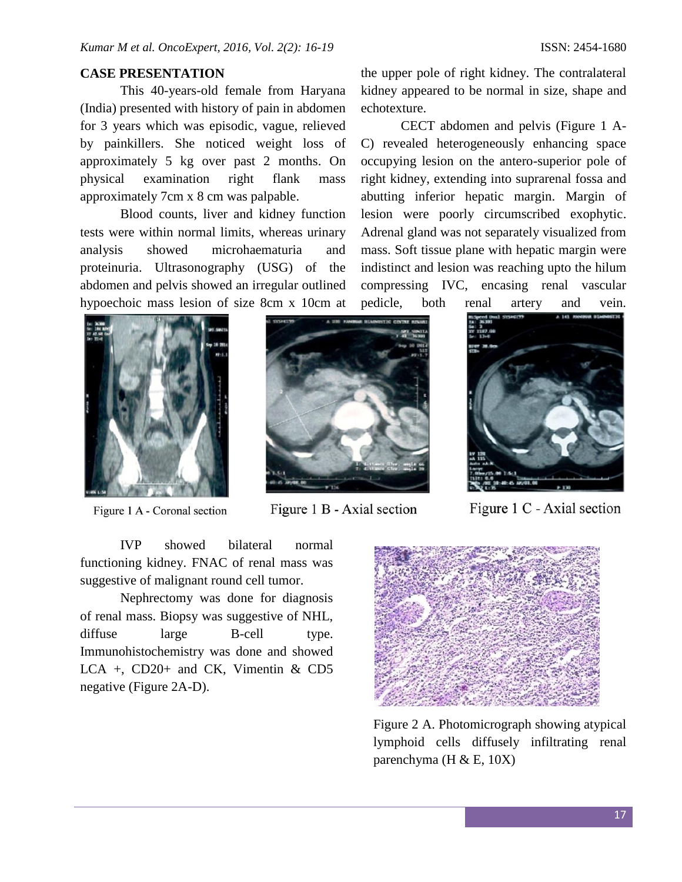## CASE PRESENTATION

This 40-years-old female from Haryana (India) presented with history of pain in abdomen for 3 years which was episodic, vague, relieved by painkillers. She noticed weight loss of approximately 5 kg over past 2 months. On physical examination right flank mass approximately 7cm x 8 cm was palpable.

Blood counts, liver and kidney function tests were within normal limits, whereas urinary analysis showed microhaematuria and proteinuria. Ultrasonography (USG) of the abdomen and pelvis showed an irregular outlined hypoechoic mass lesion of size 8cm x 10cm at the upper pole of right kidney. The contralateral kidney appeared to be normal in size, shape and echotexture.

CECT abdomen and pelvis (Figure 1 A-C) revealed heterogeneously enhancing space occupying lesion on the antero-superior pole of right kidney, extending into suprarenal fossa and abutting inferior hepatic margin. Margin of lesion were poorly circumscribed exophytic. Adrenal gland was not separately visualized from mass. Soft tissue plane with hepatic margin were indistinct and lesion was reaching upto the hilum compressing IVC, encasing renal vascular pedicle, both renal artery and vein.

Figure 1 A - Coronal section

Figure 1 B - Axial section

Figure 1 C - Axial section

IVP showed bilateral normal functioning kidney. FNAC of renal mass was suggestive of malignant round cell tumor.

Nephrectomy was done for diagnosis of renal mass. Biopsy was suggestive of NHL, diffuse large B-cell type. Immunohistochemistry was done and showed LCA +, CD20+ and CK, Vimentin & CD5 negative (Figure 2A-D).

Figure 2 A. Photomicrograph showing atypical lymphoid cells diffusely infiltrating renal parenchyma (H & E, 10X)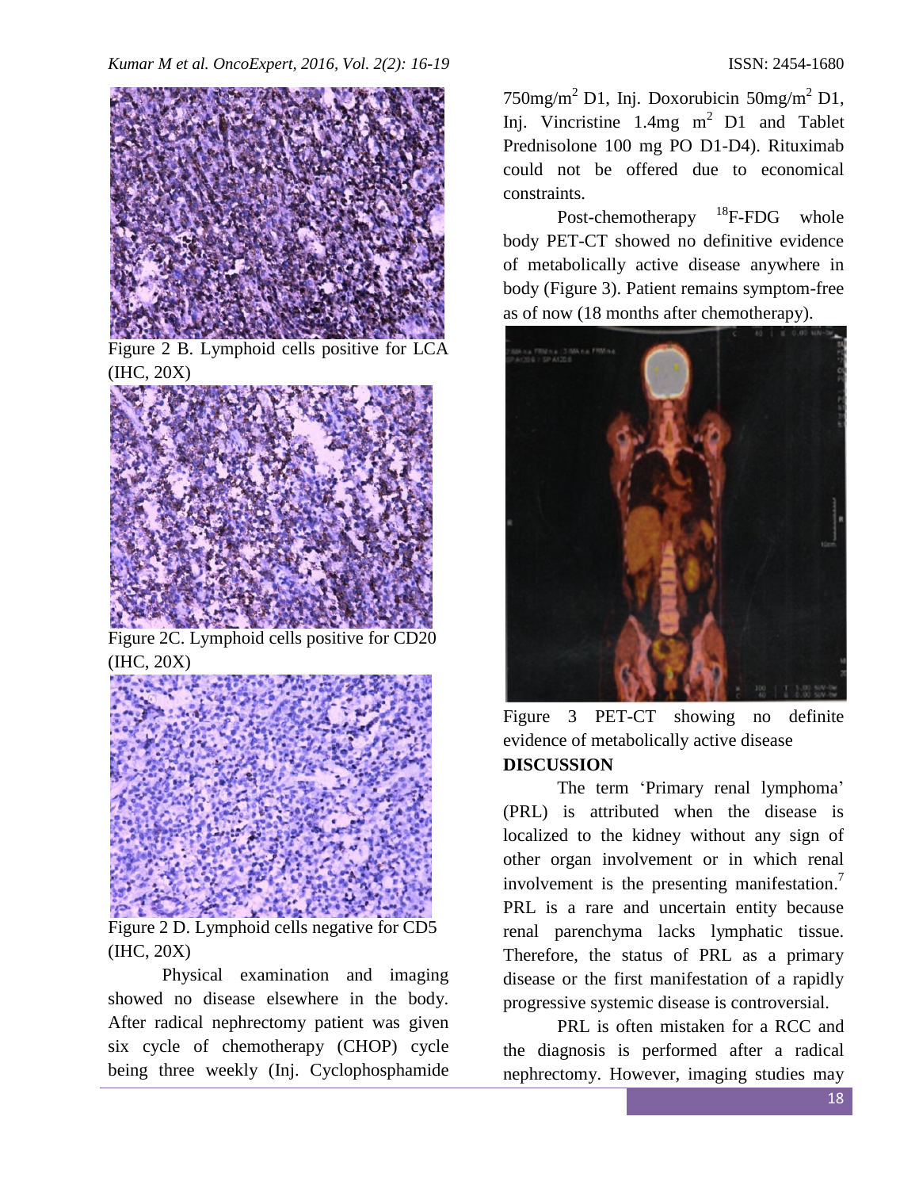Figure 2 B. Lymphoid cells positive for LCA (IHC, 20X)

Figure 2C. Lymphoid cells positive for CD20 (IHC, 20X)

Figure 2 D. Lymphoid cells negative for CD5 (IHC, 20X)

Physical examination and imaging showed no disease elsewhere in the body. After radical nephrectomy patient was given six cycle of chemotherapy (CHOP) cycle being three weekly (Inj. Cyclophosphamide 750mg/m$^2$ D1, Inj. Doxorubicin 50mg/m$^2$ D1, Inj. Vincristine 1.4mg m$^2$ D1 and Tablet Prednisolone 100 mg PO D1-D4). Rituximab could not be offered due to economical constraints.

Post-chemotherapy $^{18}$F-FDG whole body PET-CT showed no definitive evidence of metabolically active disease anywhere in body (Figure 3). Patient remains symptom-free as of now (18 months after chemotherapy).

Figure 3 PET-CT showing no definite evidence of metabolically active disease

**DISCUSSION**

The term 'Primary renal lymphoma' (PRL) is attributed when the disease is localized to the kidney without any sign of other organ involvement or in which renal involvement is the presenting manifestation.[7] PRL is a rare and uncertain entity because renal parenchyma lacks lymphatic tissue. Therefore, the status of PRL as a primary disease or the first manifestation of a rapidly progressive systemic disease is controversial.

PRL is often mistaken for a RCC and the diagnosis is performed after a radical nephrectomy. However, imaging studies may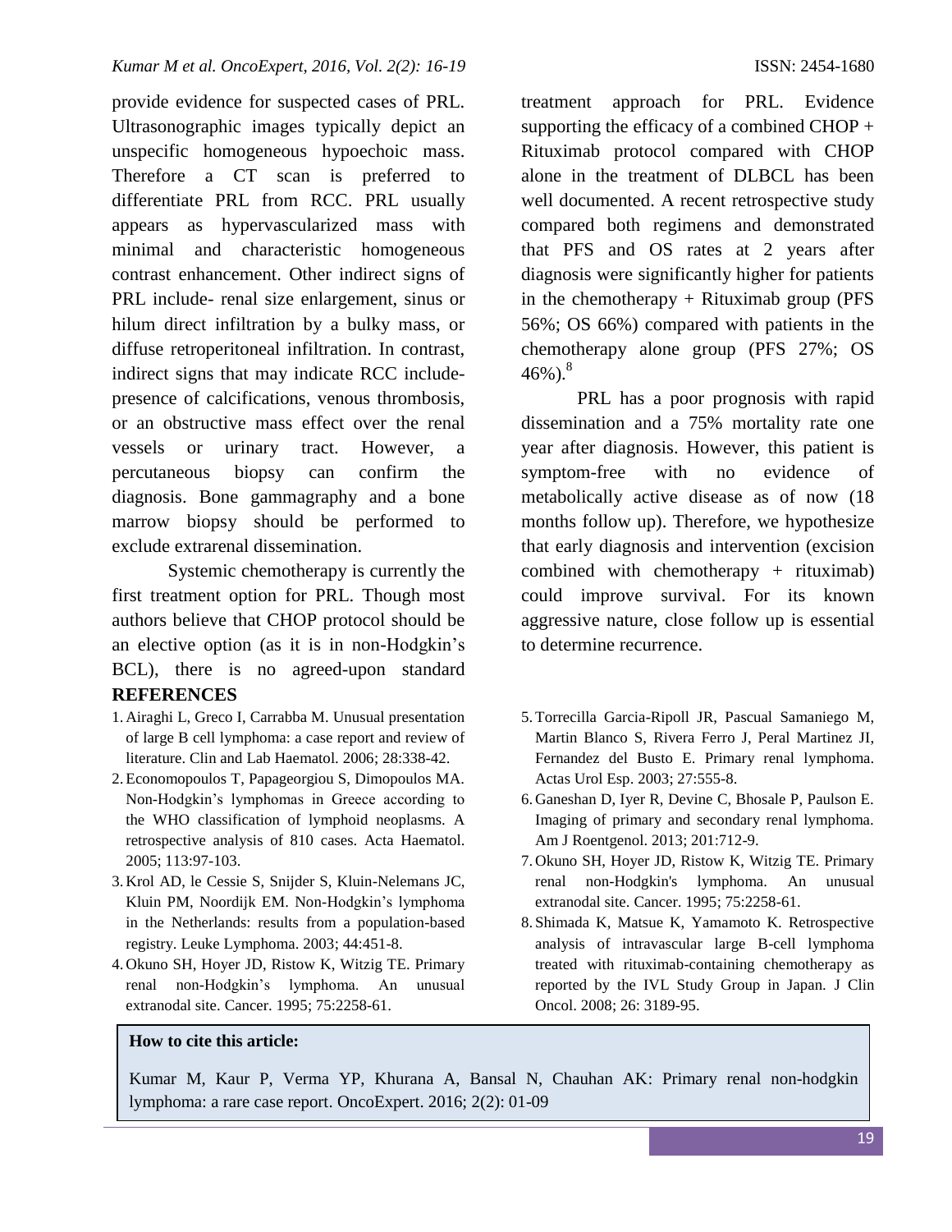provide evidence for suspected cases of PRL. Ultrasonographic images typically depict an unspecific homogeneous hypoechoic mass. Therefore a CT scan is preferred to differentiate PRL from RCC. PRL usually appears as hypervascularized mass with minimal and characteristic homogeneous contrast enhancement. Other indirect signs of PRL include- renal size enlargement, sinus or hilum direct infiltration by a bulky mass, or diffuse retroperitoneal infiltration. In contrast, indirect signs that may indicate RCC include- presence of calcifications, venous thrombosis, or an obstructive mass effect over the renal vessels or urinary tract. However, a percutaneous biopsy can confirm the diagnosis. Bone gammagraphy and a bone marrow biopsy should be performed to exclude extrarenal dissemination.

Systemic chemotherapy is currently the first treatment option for PRL. Though most authors believe that CHOP protocol should be an elective option (as it is in non-Hodgkin's BCL), there is no agreed-upon standard treatment approach for PRL. Evidence supporting the efficacy of a combined CHOP + Rituximab protocol compared with CHOP alone in the treatment of DLBCL has been well documented. A recent retrospective study compared both regimens and demonstrated that PFS and OS rates at 2 years after diagnosis were significantly higher for patients in the chemotherapy + Rituximab group (PFS 56%; OS 66%) compared with patients in the chemotherapy alone group (PFS 27%; OS 46%).[8]

PRL has a poor prognosis with rapid dissemination and a 75% mortality rate one year after diagnosis. However, this patient is symptom-free with no evidence of metabolically active disease as of now (18 months follow up). Therefore, we hypothesize that early diagnosis and intervention (excision combined with chemotherapy + rituximab) could improve survival. For its known aggressive nature, close follow up is essential to determine recurrence.

## REFERENCES

1. Airaghi L, Greco I, Carrabba M. Unusual presentation of large B cell lymphoma: a case report and review of literature. Clin and Lab Haematol. 2006; 28:338-42.
2. Economopoulos T, Papageorgiou S, Dimopoulos MA. Non-Hodgkin's lymphomas in Greece according to the WHO classification of lymphoid neoplasms. A retrospective analysis of 810 cases. Acta Haematol. 2005; 113:97-103.
3. Krol AD, le Cessie S, Snijder S, Kluin-Nelemans JC, Kluin PM, Noordijk EM. Non-Hodgkin's lymphoma in the Netherlands: results from a population-based registry. Leuke Lymphoma. 2003; 44:451-8.
4. Okuno SH, Hoyer JD, Ristow K, Witzig TE. Primary renal non-Hodgkin's lymphoma. An unusual extranodal site. Cancer. 1995; 75:2258-61.
5. Torrecilla Garcia-Ripoll JR, Pascual Samaniego M, Martin Blanco S, Rivera Ferro J, Peral Martinez JI, Fernandez del Busto E. Primary renal lymphoma. Actas Urol Esp. 2003; 27:555-8.
6. Ganeshan D, Iyer R, Devine C, Bhosale P, Paulson E. Imaging of primary and secondary renal lymphoma. Am J Roentgenol. 2013; 201:712-9.
7. Okuno SH, Hoyer JD, Ristow K, Witzig TE. Primary renal non-Hodgkin's lymphoma. An unusual extranodal site. Cancer. 1995; 75:2258-61.
8. Shimada K, Matsue K, Yamamoto K. Retrospective analysis of intravascular large B-cell lymphoma treated with rituximab-containing chemotherapy as reported by the IVL Study Group in Japan. J Clin Oncol. 2008; 26: 3189-95.

**How to cite this article:**

Kumar M, Kaur P, Verma YP, Khurana A, Bansal N, Chauhan AK: Primary renal non-hodgkin lymphoma: a rare case report. OncoExpert. 2016; 2(2): 01-09